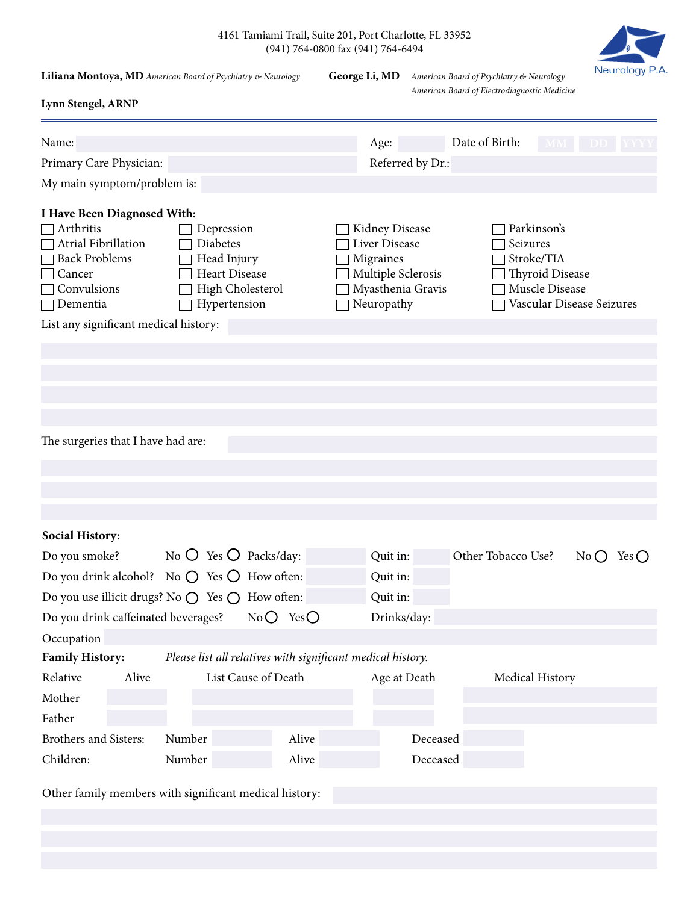4161 Tamiami Trail, Suite 201, Port Charlotte, FL 33952
(941) 764-0800 fax (941) 764-6494

Neurology P.A.

**Liliana Montoya, MD** *American Board of Psychiatry & Neurology*

**George Li, MD** *American Board of Psychiatry & Neurology*
*American Board of Electrodiagnostic Medicine*

**Lynn Stengel, ARNP**

---

Name: ____________ Age: ______ Date of Birth: MM DD YYYY

Primary Care Physician: ____________ Referred by Dr.: ____________

My main symptom/problem is: ____________

**I Have Been Diagnosed With:**

| | | | |
|---|---|---|---|
| ☐ Arthritis | ☐ Depression | ☐ Kidney Disease | ☐ Parkinson's |
| ☐ Atrial Fibrillation | ☐ Diabetes | ☐ Liver Disease | ☐ Seizures |
| ☐ Back Problems | ☐ Head Injury | ☐ Migraines | ☐ Stroke/TIA |
| ☐ Cancer | ☐ Heart Disease | ☐ Multiple Sclerosis | ☐ Thyroid Disease |
| ☐ Convulsions | ☐ High Cholesterol | ☐ Myasthenia Gravis | ☐ Muscle Disease |
| ☐ Dementia | ☐ Hypertension | ☐ Neuropathy | ☐ Vascular Disease Seizures |

List any significant medical history: ____________

The surgeries that I have had are: ____________

**Social History:**

Do you smoke? No ○ Yes ○ Packs/day: ______ Quit in: ______ Other Tobacco Use? No ○ Yes ○

Do you drink alcohol? No ○ Yes ○ How often: ______ Quit in: ______

Do you use illicit drugs? No ○ Yes ○ How often: ______ Quit in: ______

Do you drink caffeinated beverages? No ○ Yes ○ Drinks/day: ______

Occupation ____________

**Family History:** *Please list all relatives with significant medical history.*

| Relative | Alive | List Cause of Death | Age at Death | Medical History |
|---|---|---|---|---|
| Mother | | | | |
| Father | | | | |

Brothers and Sisters: Number ______ Alive ______ Deceased ______

Children: Number ______ Alive ______ Deceased ______

Other family members with significant medical history: ____________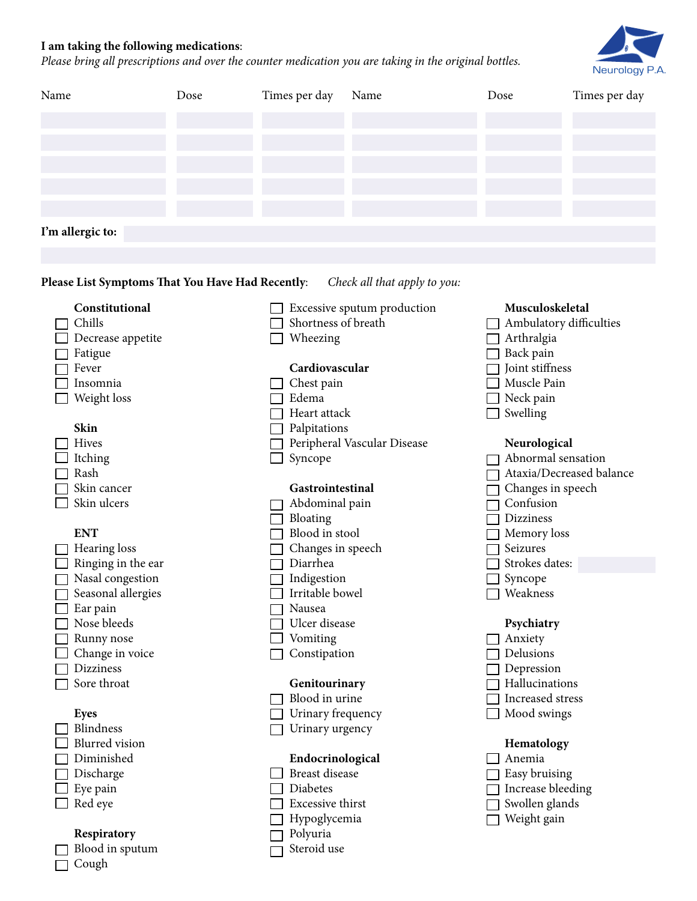**I am taking the following medications**:

*Please bring all prescriptions and over the counter medication you are taking in the original bottles.*

| Name | Dose | Times per day | Name | Dose | Times per day |
|---|---|---|---|---|---|
| | | | | | |
| | | | | | |
| | | | | | |
| | | | | | |
| | | | | | |

**I'm allergic to:**

**Please List Symptoms That You Have Had Recently**: *Check all that apply to you:*

**Constitutional**

- ☐ Chills
- ☐ Decrease appetite
- ☐ Fatigue
- ☐ Fever
- ☐ Insomnia
- ☐ Weight loss

**Skin**

- ☐ Hives
- ☐ Itching
- ☐ Rash
- ☐ Skin cancer
- ☐ Skin ulcers

**ENT**

- ☐ Hearing loss
- ☐ Ringing in the ear
- ☐ Nasal congestion
- ☐ Seasonal allergies
- ☐ Ear pain
- ☐ Nose bleeds
- ☐ Runny nose
- ☐ Change in voice
- ☐ Dizziness
- ☐ Sore throat

**Eyes**

- ☐ Blindness
- ☐ Blurred vision
- ☐ Diminished
- ☐ Discharge
- ☐ Eye pain
- ☐ Red eye

**Respiratory**

- ☐ Blood in sputum
- ☐ Cough
- ☐ Excessive sputum production
- ☐ Shortness of breath
- ☐ Wheezing

**Cardiovascular**

- ☐ Chest pain
- ☐ Edema
- ☐ Heart attack
- ☐ Palpitations
- ☐ Peripheral Vascular Disease
- ☐ Syncope

**Gastrointestinal**

- ☐ Abdominal pain
- ☐ Bloating
- ☐ Blood in stool
- ☐ Changes in speech
- ☐ Diarrhea
- ☐ Indigestion
- ☐ Irritable bowel
- ☐ Nausea
- ☐ Ulcer disease
- ☐ Vomiting
- ☐ Constipation

**Genitourinary**

- ☐ Blood in urine
- ☐ Urinary frequency
- ☐ Urinary urgency

**Endocrinological**

- ☐ Breast disease
- ☐ Diabetes
- ☐ Excessive thirst
- ☐ Hypoglycemia
- ☐ Polyuria
- ☐ Steroid use

**Musculoskeletal**

- ☐ Ambulatory difficulties
- ☐ Arthralgia
- ☐ Back pain
- ☐ Joint stiffness
- ☐ Muscle Pain
- ☐ Neck pain
- ☐ Swelling

**Neurological**

- ☐ Abnormal sensation
- ☐ Ataxia/Decreased balance
- ☐ Changes in speech
- ☐ Confusion
- ☐ Dizziness
- ☐ Memory loss
- ☐ Seizures
- ☐ Strokes dates:
- ☐ Syncope
- ☐ Weakness

**Psychiatry**

- ☐ Anxiety
- ☐ Delusions
- ☐ Depression
- ☐ Hallucinations
- ☐ Increased stress
- ☐ Mood swings

**Hematology**

- ☐ Anemia
- ☐ Easy bruising
- ☐ Increase bleeding
- ☐ Swollen glands
- ☐ Weight gain